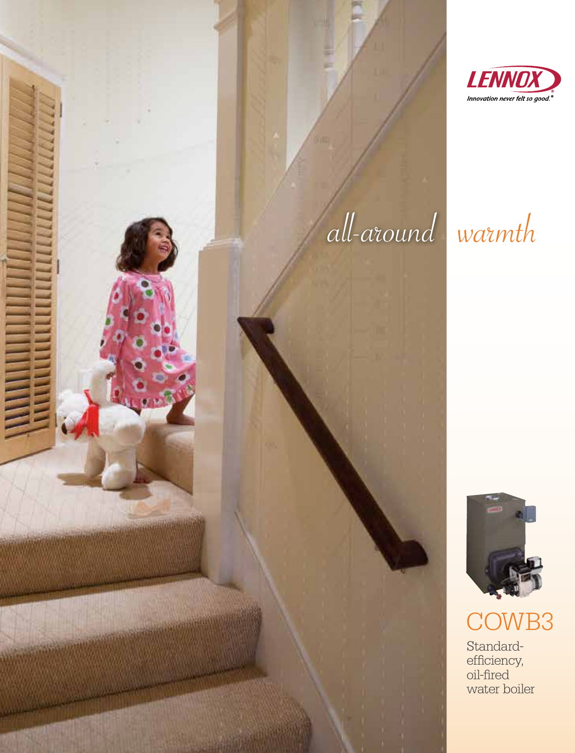LENNOX

*Innovation never felt so good.®*

# *all-around warmth*

## COWB3

Standard-efficiency, oil-fired water boiler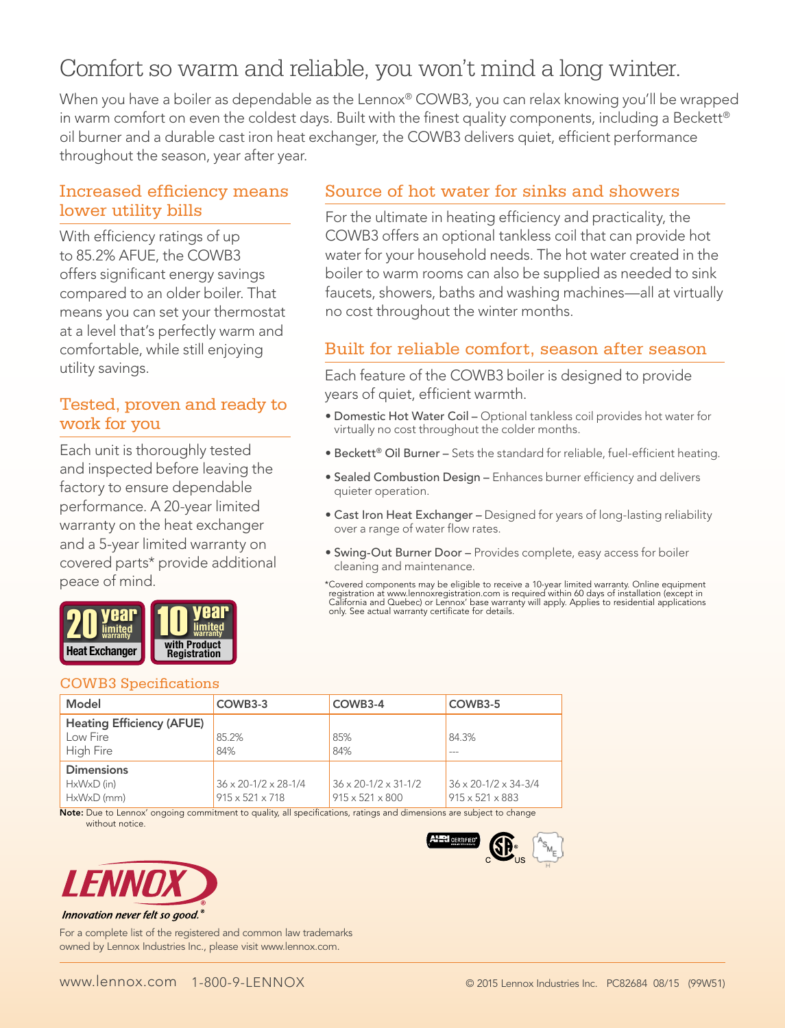# Comfort so warm and reliable, you won't mind a long winter.

When you have a boiler as dependable as the Lennox® COWB3, you can relax knowing you'll be wrapped in warm comfort on even the coldest days. Built with the finest quality components, including a Beckett® oil burner and a durable cast iron heat exchanger, the COWB3 delivers quiet, efficient performance throughout the season, year after year.

## Increased efficiency means lower utility bills

With efficiency ratings of up to 85.2% AFUE, the COWB3 offers significant energy savings compared to an older boiler. That means you can set your thermostat at a level that's perfectly warm and comfortable, while still enjoying utility savings.

## Tested, proven and ready to work for you

Each unit is thoroughly tested and inspected before leaving the factory to ensure dependable performance. A 20-year limited warranty on the heat exchanger and a 5-year limited warranty on covered parts* provide additional peace of mind.

20 year limited warranty Heat Exchanger

10 year limited warranty with Product Registration

## Source of hot water for sinks and showers

For the ultimate in heating efficiency and practicality, the COWB3 offers an optional tankless coil that can provide hot water for your household needs. The hot water created in the boiler to warm rooms can also be supplied as needed to sink faucets, showers, baths and washing machines—all at virtually no cost throughout the winter months.

## Built for reliable comfort, season after season

Each feature of the COWB3 boiler is designed to provide years of quiet, efficient warmth.

- **Domestic Hot Water Coil** – Optional tankless coil provides hot water for virtually no cost throughout the colder months.
- **Beckett® Oil Burner** – Sets the standard for reliable, fuel-efficient heating.
- **Sealed Combustion Design** – Enhances burner efficiency and delivers quieter operation.
- **Cast Iron Heat Exchanger** – Designed for years of long-lasting reliability over a range of water flow rates.
- **Swing-Out Burner Door** – Provides complete, easy access for boiler cleaning and maintenance.

*Covered components may be eligible to receive a 10-year limited warranty. Online equipment registration at www.lennoxregistration.com is required within 60 days of installation (except in California and Quebec) or Lennox' base warranty will apply. Applies to residential applications only. See actual warranty certificate for details.

## COWB3 Specifications

| Model | COWB3-3 | COWB3-4 | COWB3-5 |
|---|---|---|---|
| **Heating Efficiency (AFUE)** | | | |
| Low Fire | 85.2% | 85% | 84.3% |
| High Fire | 84% | 84% | --- |
| **Dimensions** | | | |
| HxWxD (in) | 36 x 20-1/2 x 28-1/4 | 36 x 20-1/2 x 31-1/2 | 36 x 20-1/2 x 34-3/4 |
| HxWxD (mm) | 915 x 521 x 718 | 915 x 521 x 800 | 915 x 521 x 883 |

**Note:** Due to Lennox' ongoing commitment to quality, all specifications, ratings and dimensions are subject to change without notice.

LENNOX®

*Innovation never felt so good.®*

For a complete list of the registered and common law trademarks owned by Lennox Industries Inc., please visit www.lennox.com.

www.lennox.com 1-800-9-LENNOX

© 2015 Lennox Industries Inc. PC82684 08/15 (99W51)